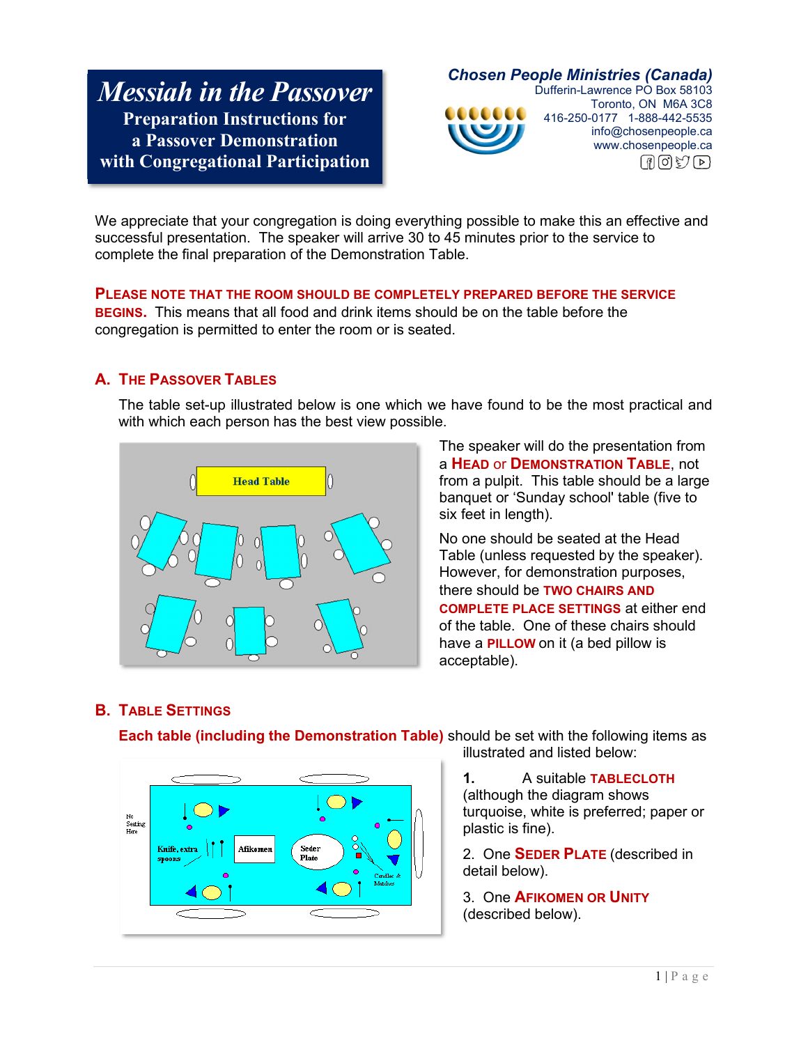# Messiah in the Passover

## Preparation Instructions for a Passover Demonstration with Congregational Participation

**Chosen People Ministries (Canada)**
Dufferin-Lawrence PO Box 58103
Toronto, ON M6A 3C8
416-250-0177 1-888-442-5535
info@chosenpeople.ca
www.chosenpeople.ca

We appreciate that your congregation is doing everything possible to make this an effective and successful presentation. The speaker will arrive 30 to 45 minutes prior to the service to complete the final preparation of the Demonstration Table.

**PLEASE NOTE THAT THE ROOM SHOULD BE COMPLETELY PREPARED BEFORE THE SERVICE BEGINS.** This means that all food and drink items should be on the table before the congregation is permitted to enter the room or is seated.

## A. THE PASSOVER TABLES

The table set-up illustrated below is one which we have found to be the most practical and with which each person has the best view possible.

Head Table

The speaker will do the presentation from a **HEAD or DEMONSTRATION TABLE**, not from a pulpit. This table should be a large banquet or 'Sunday school' table (five to six feet in length).

No one should be seated at the Head Table (unless requested by the speaker). However, for demonstration purposes, there should be **TWO CHAIRS AND COMPLETE PLACE SETTINGS** at either end of the table. One of these chairs should have a **PILLOW** on it (a bed pillow is acceptable).

## B. TABLE SETTINGS

**Each table (including the Demonstration Table)** should be set with the following items as illustrated and listed below:

No Setting Here | Knife, extra spoons | Afikomen | Seder Plate | Candles & Matches

1. A suitable **TABLECLOTH** (although the diagram shows turquoise, white is preferred; paper or plastic is fine).

2. One **SEDER PLATE** (described in detail below).

3. One **AFIKOMEN OR UNITY** (described below).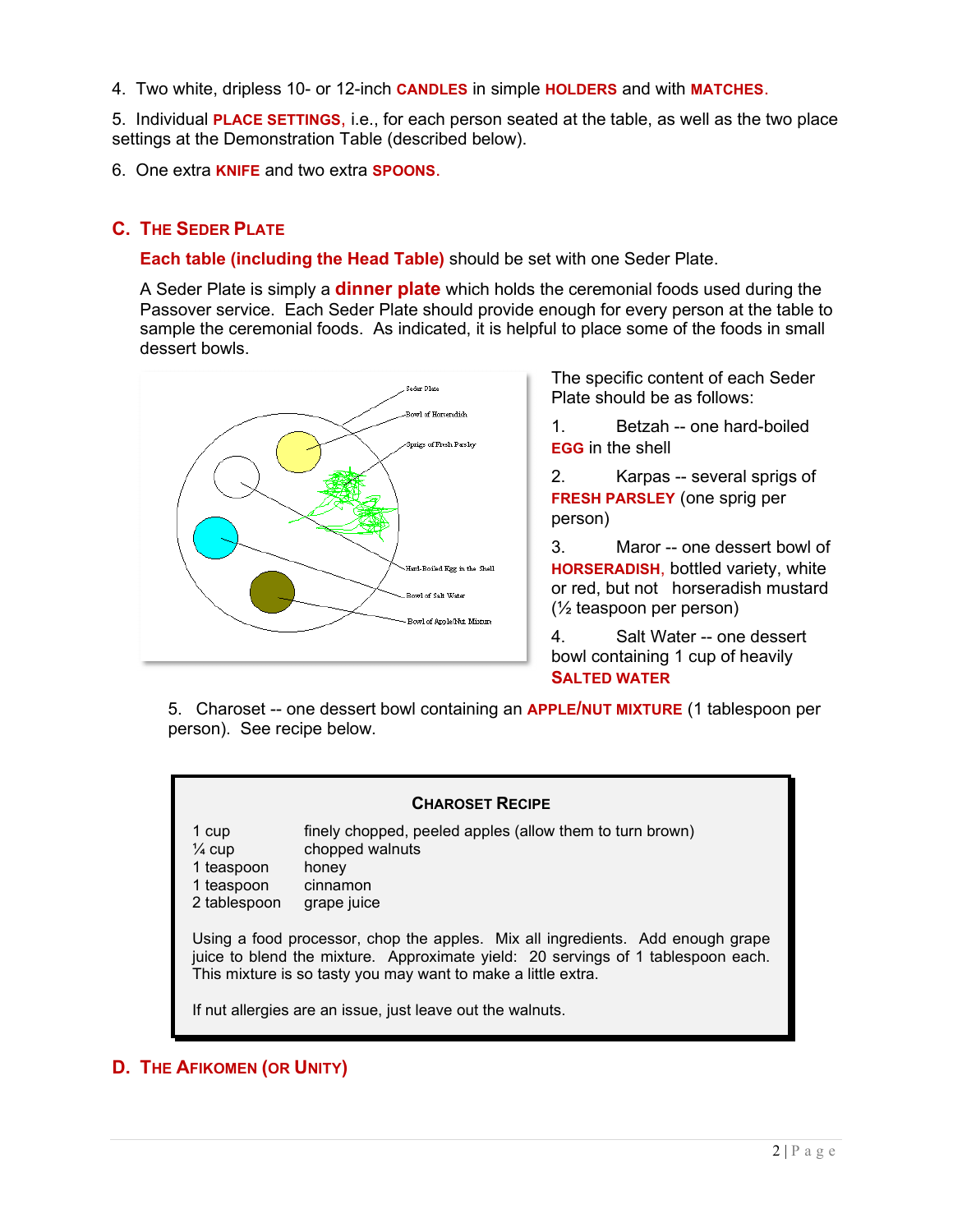4. Two white, dripless 10- or 12-inch **CANDLES** in simple **HOLDERS** and with **MATCHES**.

5. Individual **PLACE SETTINGS**, i.e., for each person seated at the table, as well as the two place settings at the Demonstration Table (described below).

6. One extra **KNIFE** and two extra **SPOONS**.

## C. THE SEDER PLATE

**Each table (including the Head Table)** should be set with one Seder Plate.

A Seder Plate is simply a **dinner plate** which holds the ceremonial foods used during the Passover service. Each Seder Plate should provide enough for every person at the table to sample the ceremonial foods. As indicated, it is helpful to place some of the foods in small dessert bowls.

Seder Plate
Bowl of Horseradish
Sprigs of Fresh Parsley
Hard-Boiled Egg in the Shell
Bowl of Salt Water
Bowl of Apple/Nut Mixture

The specific content of each Seder Plate should be as follows:

1. Betzah -- one hard-boiled **EGG** in the shell

2. Karpas -- several sprigs of **FRESH PARSLEY** (one sprig per person)

3. Maror -- one dessert bowl of **HORSERADISH**, bottled variety, white or red, but not horseradish mustard (½ teaspoon per person)

4. Salt Water -- one dessert bowl containing 1 cup of heavily **SALTED WATER**

5. Charoset -- one dessert bowl containing an **APPLE/NUT MIXTURE** (1 tablespoon per person). See recipe below.

### CHAROSET RECIPE

| | |
|---|---|
| 1 cup | finely chopped, peeled apples (allow them to turn brown) |
| ¼ cup | chopped walnuts |
| 1 teaspoon | honey |
| 1 teaspoon | cinnamon |
| 2 tablespoon | grape juice |

Using a food processor, chop the apples. Mix all ingredients. Add enough grape juice to blend the mixture. Approximate yield: 20 servings of 1 tablespoon each. This mixture is so tasty you may want to make a little extra.

If nut allergies are an issue, just leave out the walnuts.

## D. THE AFIKOMEN (OR UNITY)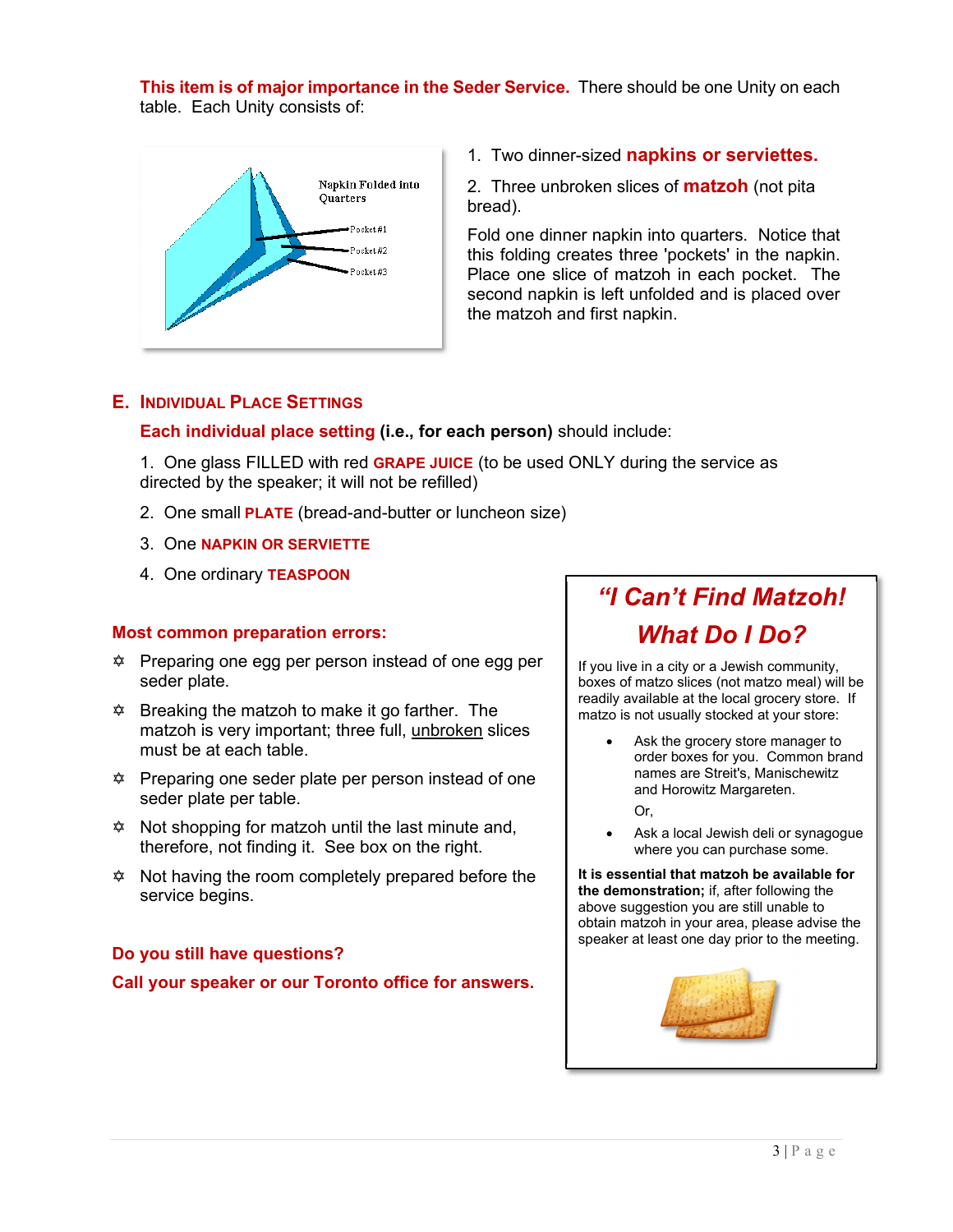**This item is of major importance in the Seder Service.** There should be one Unity on each table. Each Unity consists of:

Napkin Folded into Quarters

Pocket #1

Pocket #2

Pocket #3

1. Two dinner-sized **napkins or serviettes.**

2. Three unbroken slices of **matzoh** (not pita bread).

Fold one dinner napkin into quarters. Notice that this folding creates three 'pockets' in the napkin. Place one slice of matzoh in each pocket. The second napkin is left unfolded and is placed over the matzoh and first napkin.

## E. Individual Place Settings

**Each individual place setting (i.e., for each person)** should include:

1. One glass FILLED with red **GRAPE JUICE** (to be used ONLY during the service as directed by the speaker; it will not be refilled)
2. One small **PLATE** (bread-and-butter or luncheon size)
3. One **NAPKIN OR SERVIETTE**
4. One ordinary **TEASPOON**

**Most common preparation errors:**

- Preparing one egg per person instead of one egg per seder plate.
- Breaking the matzoh to make it go farther. The matzoh is very important; three full, unbroken slices must be at each table.
- Preparing one seder plate per person instead of one seder plate per table.
- Not shopping for matzoh until the last minute and, therefore, not finding it. See box on the right.
- Not having the room completely prepared before the service begins.

**Do you still have questions?**

**Call your speaker or our Toronto office for answers.**

### *"I Can't Find Matzoh! What Do I Do?*

If you live in a city or a Jewish community, boxes of matzo slices (not matzo meal) will be readily available at the local grocery store. If matzo is not usually stocked at your store:

- Ask the grocery store manager to order boxes for you. Common brand names are Streit's, Manischewitz and Horowitz Margareten.

  Or,

- Ask a local Jewish deli or synagogue where you can purchase some.

**It is essential that matzoh be available for the demonstration;** if, after following the above suggestion you are still unable to obtain matzoh in your area, please advise the speaker at least one day prior to the meeting.